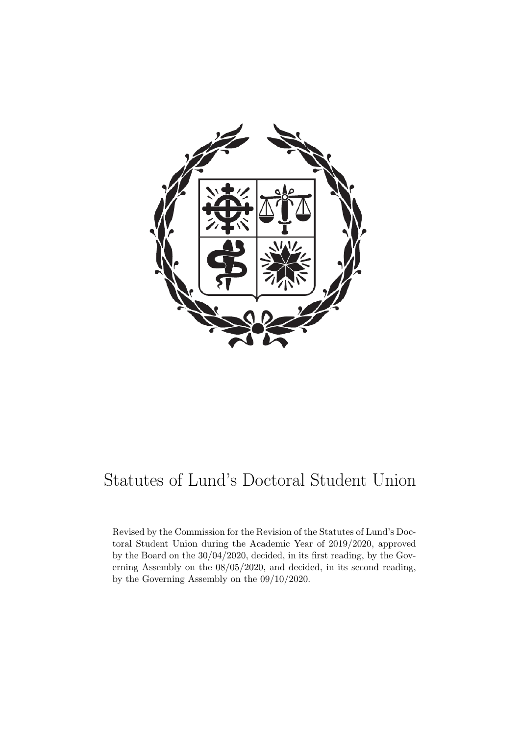# Statutes of Lund's Doctoral Student Union

Revised by the Commission for the Revision of the Statutes of Lund's Doctoral Student Union during the Academic Year of 2019/2020, approved by the Board on the 30/04/2020, decided, in its first reading, by the Governing Assembly on the 08/05/2020, and decided, in its second reading, by the Governing Assembly on the 09/10/2020.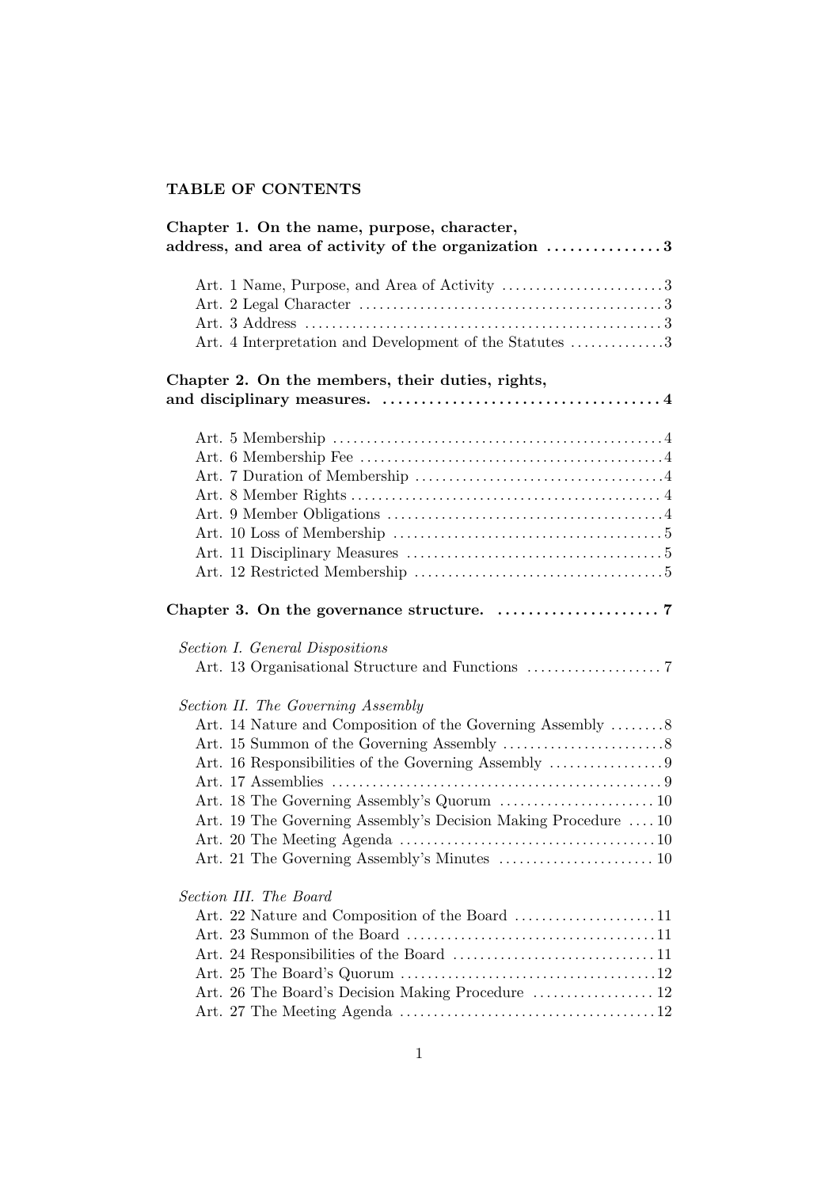## TABLE OF CONTENTS

**Chapter 1. On the name, purpose, character, address, and area of activity of the organization** ............... **3**

- Art. 1 Name, Purpose, and Area of Activity ........................ 3
- Art. 2 Legal Character ........................................... 3
- Art. 3 Address ................................................... 3
- Art. 4 Interpretation and Development of the Statutes ............. 3

**Chapter 2. On the members, their duties, rights, and disciplinary measures.** ................................... **4**

- Art. 5 Membership ................................................ 4
- Art. 6 Membership Fee ............................................ 4
- Art. 7 Duration of Membership .................................... 4
- Art. 8 Member Rights ............................................. 4
- Art. 9 Member Obligations ........................................ 4
- Art. 10 Loss of Membership ....................................... 5
- Art. 11 Disciplinary Measures .................................... 5
- Art. 12 Restricted Membership .................................... 5

**Chapter 3. On the governance structure.** ..................... **7**

*Section I. General Dispositions*

- Art. 13 Organisational Structure and Functions ................... 7

*Section II. The Governing Assembly*

- Art. 14 Nature and Composition of the Governing Assembly ........ 8
- Art. 15 Summon of the Governing Assembly ........................ 8
- Art. 16 Responsibilities of the Governing Assembly ............... 9
- Art. 17 Assemblies ............................................... 9
- Art. 18 The Governing Assembly's Quorum ......................... 10
- Art. 19 The Governing Assembly's Decision Making Procedure .... 10
- Art. 20 The Meeting Agenda ...................................... 10
- Art. 21 The Governing Assembly's Minutes ....................... 10

*Section III. The Board*

- Art. 22 Nature and Composition of the Board ..................... 11
- Art. 23 Summon of the Board ..................................... 11
- Art. 24 Responsibilities of the Board ........................... 11
- Art. 25 The Board's Quorum ...................................... 12
- Art. 26 The Board's Decision Making Procedure .................. 12
- Art. 27 The Meeting Agenda ...................................... 12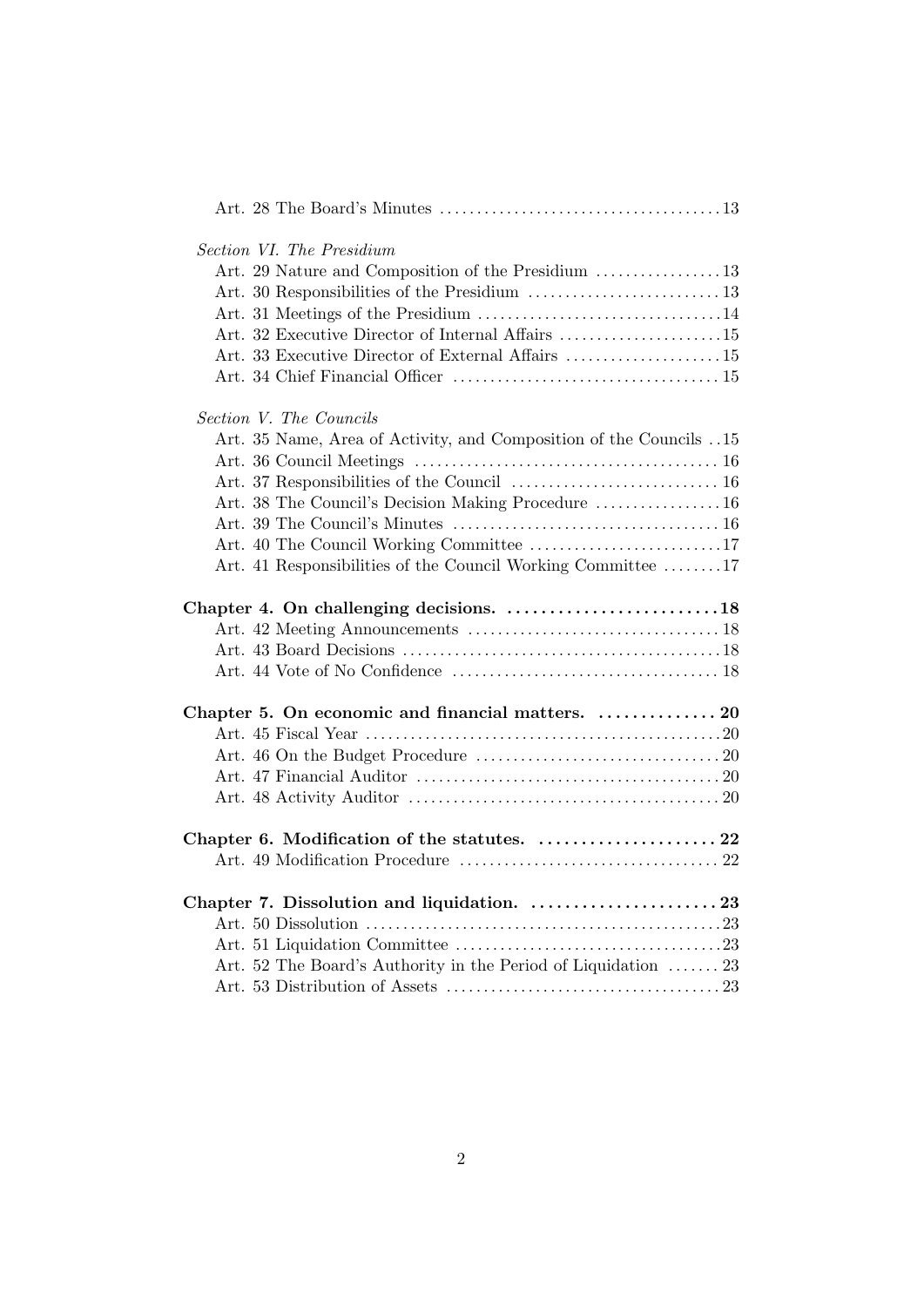Art. 28 The Board's Minutes ........................................ 13

*Section VI. The Presidium*

Art. 29 Nature and Composition of the Presidium ................. 13
Art. 30 Responsibilities of the Presidium .......................... 13
Art. 31 Meetings of the Presidium ................................. 14
Art. 32 Executive Director of Internal Affairs ...................... 15
Art. 33 Executive Director of External Affairs ..................... 15
Art. 34 Chief Financial Officer .................................... 15

*Section V. The Councils*

Art. 35 Name, Area of Activity, and Composition of the Councils .. 15
Art. 36 Council Meetings ......................................... 16
Art. 37 Responsibilities of the Council ............................ 16
Art. 38 The Council's Decision Making Procedure ................. 16
Art. 39 The Council's Minutes .................................... 16
Art. 40 The Council Working Committee .......................... 17
Art. 41 Responsibilities of the Council Working Committee ........ 17

**Chapter 4. On challenging decisions. .......................... 18**

Art. 42 Meeting Announcements .................................. 18
Art. 43 Board Decisions ........................................... 18
Art. 44 Vote of No Confidence .................................... 18

**Chapter 5. On economic and financial matters. .............. 20**

Art. 45 Fiscal Year ................................................ 20
Art. 46 On the Budget Procedure ................................. 20
Art. 47 Financial Auditor ......................................... 20
Art. 48 Activity Auditor .......................................... 20

**Chapter 6. Modification of the statutes. ..................... 22**

Art. 49 Modification Procedure ................................... 22

**Chapter 7. Dissolution and liquidation. ....................... 23**

Art. 50 Dissolution ................................................ 23
Art. 51 Liquidation Committee .................................... 23
Art. 52 The Board's Authority in the Period of Liquidation ....... 23
Art. 53 Distribution of Assets ..................................... 23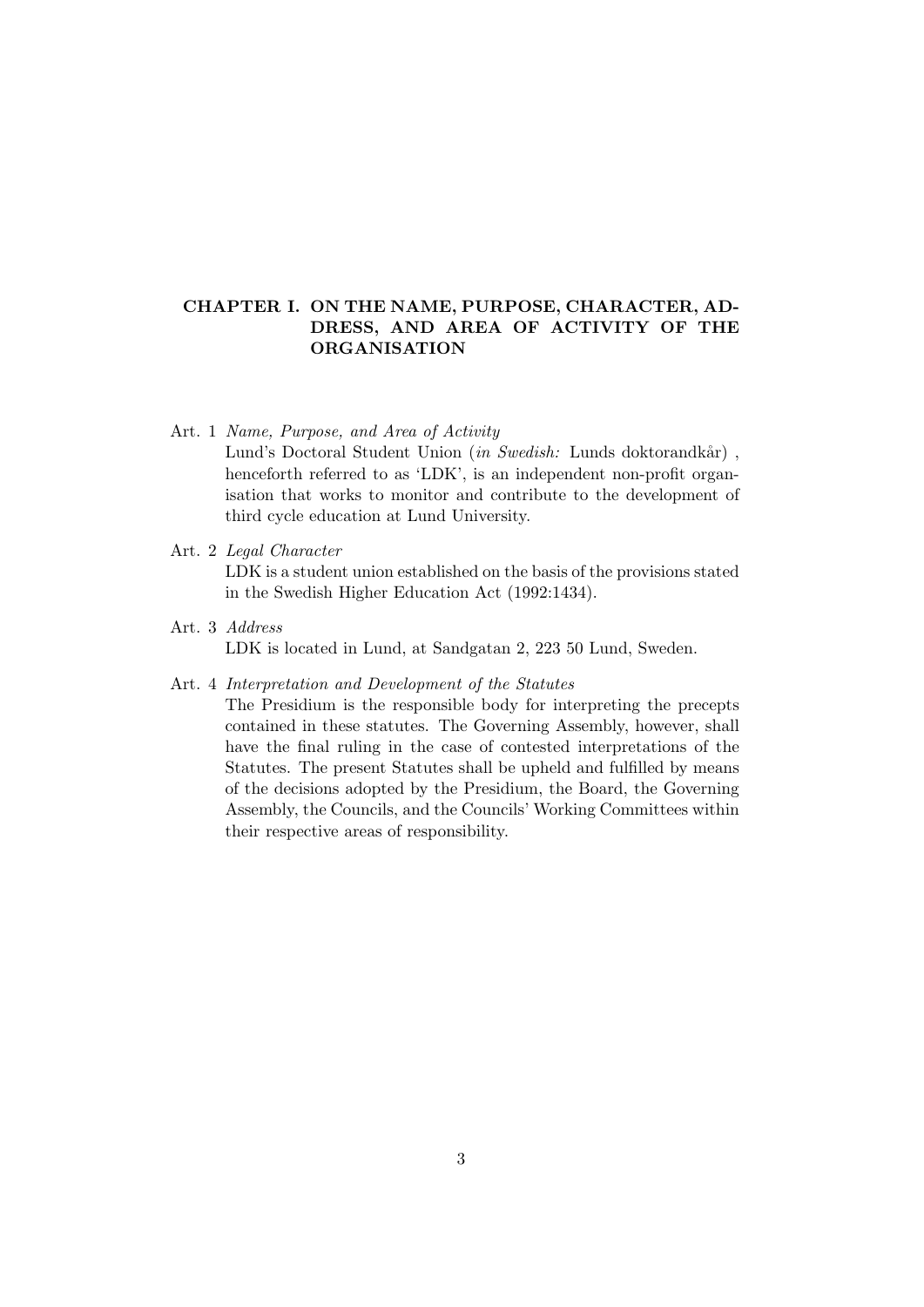## CHAPTER I. ON THE NAME, PURPOSE, CHARACTER, ADDRESS, AND AREA OF ACTIVITY OF THE ORGANISATION

Art. 1 *Name, Purpose, and Area of Activity*

Lund's Doctoral Student Union (*in Swedish:* Lunds doktorandkår) , henceforth referred to as 'LDK', is an independent non-profit organisation that works to monitor and contribute to the development of third cycle education at Lund University.

Art. 2 *Legal Character*

LDK is a student union established on the basis of the provisions stated in the Swedish Higher Education Act (1992:1434).

Art. 3 *Address*

LDK is located in Lund, at Sandgatan 2, 223 50 Lund, Sweden.

Art. 4 *Interpretation and Development of the Statutes*

The Presidium is the responsible body for interpreting the precepts contained in these statutes. The Governing Assembly, however, shall have the final ruling in the case of contested interpretations of the Statutes. The present Statutes shall be upheld and fulfilled by means of the decisions adopted by the Presidium, the Board, the Governing Assembly, the Councils, and the Councils' Working Committees within their respective areas of responsibility.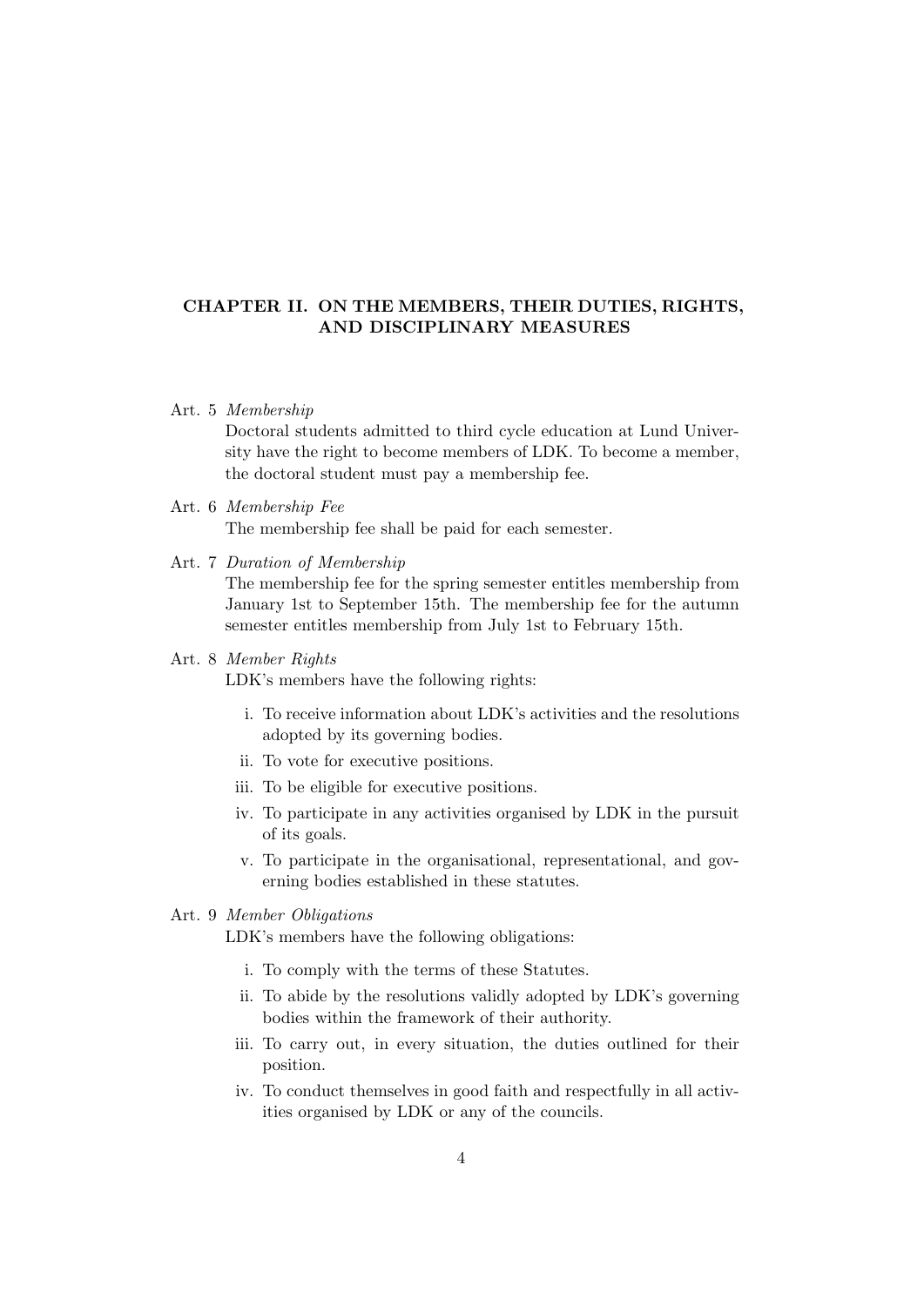## CHAPTER II. ON THE MEMBERS, THEIR DUTIES, RIGHTS, AND DISCIPLINARY MEASURES

Art. 5 *Membership*

Doctoral students admitted to third cycle education at Lund University have the right to become members of LDK. To become a member, the doctoral student must pay a membership fee.

Art. 6 *Membership Fee*

The membership fee shall be paid for each semester.

Art. 7 *Duration of Membership*

The membership fee for the spring semester entitles membership from January 1st to September 15th. The membership fee for the autumn semester entitles membership from July 1st to February 15th.

Art. 8 *Member Rights*

LDK's members have the following rights:

i. To receive information about LDK's activities and the resolutions adopted by its governing bodies.
ii. To vote for executive positions.
iii. To be eligible for executive positions.
iv. To participate in any activities organised by LDK in the pursuit of its goals.
v. To participate in the organisational, representational, and governing bodies established in these statutes.

Art. 9 *Member Obligations*

LDK's members have the following obligations:

i. To comply with the terms of these Statutes.
ii. To abide by the resolutions validly adopted by LDK's governing bodies within the framework of their authority.
iii. To carry out, in every situation, the duties outlined for their position.
iv. To conduct themselves in good faith and respectfully in all activities organised by LDK or any of the councils.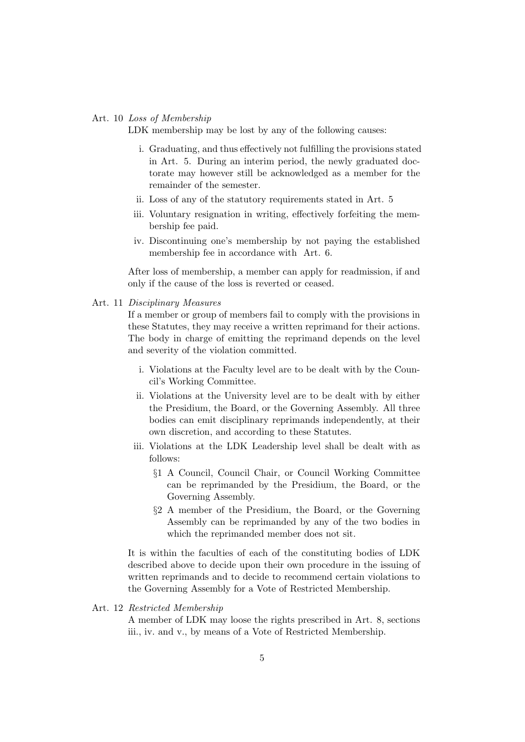Art. 10 *Loss of Membership*

LDK membership may be lost by any of the following causes:

i. Graduating, and thus effectively not fulfilling the provisions stated in Art. 5. During an interim period, the newly graduated doctorate may however still be acknowledged as a member for the remainder of the semester.
ii. Loss of any of the statutory requirements stated in Art. 5
iii. Voluntary resignation in writing, effectively forfeiting the membership fee paid.
iv. Discontinuing one's membership by not paying the established membership fee in accordance with Art. 6.

After loss of membership, a member can apply for readmission, if and only if the cause of the loss is reverted or ceased.

Art. 11 *Disciplinary Measures*

If a member or group of members fail to comply with the provisions in these Statutes, they may receive a written reprimand for their actions. The body in charge of emitting the reprimand depends on the level and severity of the violation committed.

i. Violations at the Faculty level are to be dealt with by the Council's Working Committee.
ii. Violations at the University level are to be dealt with by either the Presidium, the Board, or the Governing Assembly. All three bodies can emit disciplinary reprimands independently, at their own discretion, and according to these Statutes.
iii. Violations at the LDK Leadership level shall be dealt with as follows:
   - §1 A Council, Council Chair, or Council Working Committee can be reprimanded by the Presidium, the Board, or the Governing Assembly.
   - §2 A member of the Presidium, the Board, or the Governing Assembly can be reprimanded by any of the two bodies in which the reprimanded member does not sit.

It is within the faculties of each of the constituting bodies of LDK described above to decide upon their own procedure in the issuing of written reprimands and to decide to recommend certain violations to the Governing Assembly for a Vote of Restricted Membership.

Art. 12 *Restricted Membership*

A member of LDK may loose the rights prescribed in Art. 8, sections iii., iv. and v., by means of a Vote of Restricted Membership.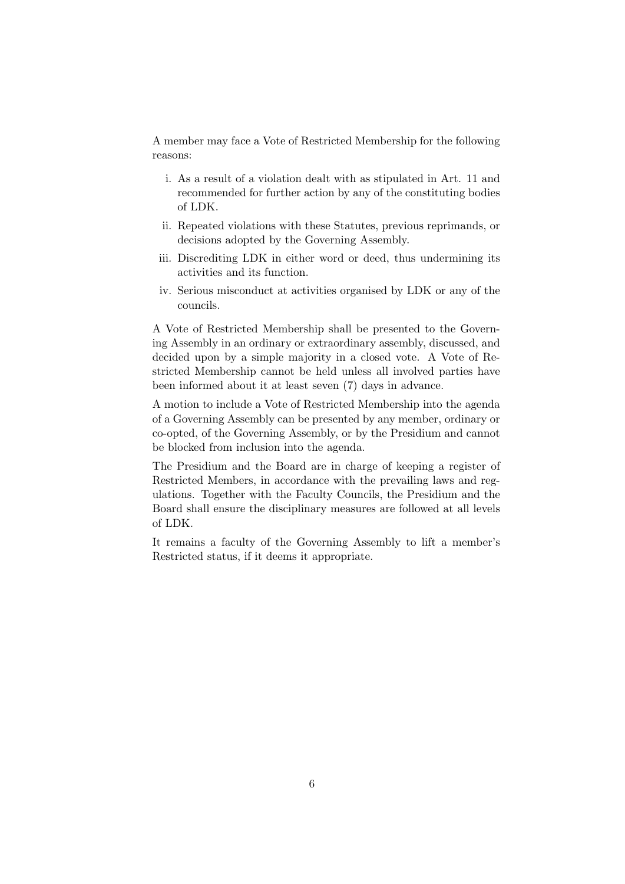A member may face a Vote of Restricted Membership for the following reasons:

i. As a result of a violation dealt with as stipulated in Art. 11 and recommended for further action by any of the constituting bodies of LDK.

ii. Repeated violations with these Statutes, previous reprimands, or decisions adopted by the Governing Assembly.

iii. Discrediting LDK in either word or deed, thus undermining its activities and its function.

iv. Serious misconduct at activities organised by LDK or any of the councils.

A Vote of Restricted Membership shall be presented to the Governing Assembly in an ordinary or extraordinary assembly, discussed, and decided upon by a simple majority in a closed vote. A Vote of Restricted Membership cannot be held unless all involved parties have been informed about it at least seven (7) days in advance.

A motion to include a Vote of Restricted Membership into the agenda of a Governing Assembly can be presented by any member, ordinary or co-opted, of the Governing Assembly, or by the Presidium and cannot be blocked from inclusion into the agenda.

The Presidium and the Board are in charge of keeping a register of Restricted Members, in accordance with the prevailing laws and regulations. Together with the Faculty Councils, the Presidium and the Board shall ensure the disciplinary measures are followed at all levels of LDK.

It remains a faculty of the Governing Assembly to lift a member's Restricted status, if it deems it appropriate.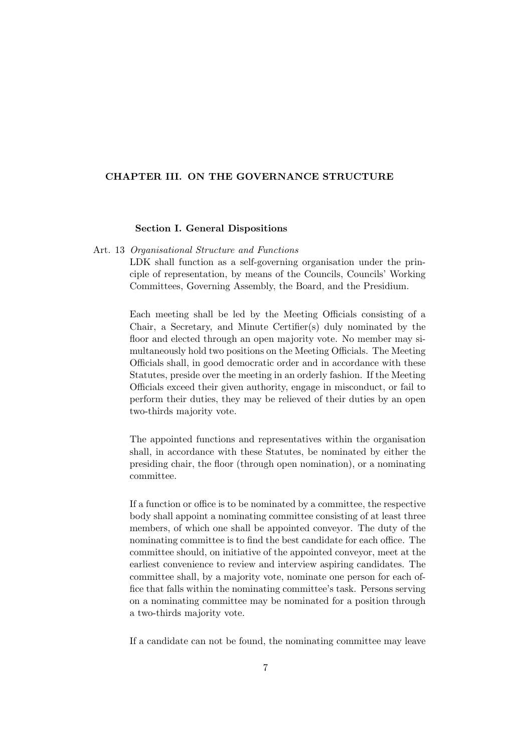## CHAPTER III. ON THE GOVERNANCE STRUCTURE

### Section I. General Dispositions

Art. 13 *Organisational Structure and Functions*

LDK shall function as a self-governing organisation under the principle of representation, by means of the Councils, Councils' Working Committees, Governing Assembly, the Board, and the Presidium.

Each meeting shall be led by the Meeting Officials consisting of a Chair, a Secretary, and Minute Certifier(s) duly nominated by the floor and elected through an open majority vote. No member may simultaneously hold two positions on the Meeting Officials. The Meeting Officials shall, in good democratic order and in accordance with these Statutes, preside over the meeting in an orderly fashion. If the Meeting Officials exceed their given authority, engage in misconduct, or fail to perform their duties, they may be relieved of their duties by an open two-thirds majority vote.

The appointed functions and representatives within the organisation shall, in accordance with these Statutes, be nominated by either the presiding chair, the floor (through open nomination), or a nominating committee.

If a function or office is to be nominated by a committee, the respective body shall appoint a nominating committee consisting of at least three members, of which one shall be appointed conveyor. The duty of the nominating committee is to find the best candidate for each office. The committee should, on initiative of the appointed conveyor, meet at the earliest convenience to review and interview aspiring candidates. The committee shall, by a majority vote, nominate one person for each office that falls within the nominating committee's task. Persons serving on a nominating committee may be nominated for a position through a two-thirds majority vote.

If a candidate can not be found, the nominating committee may leave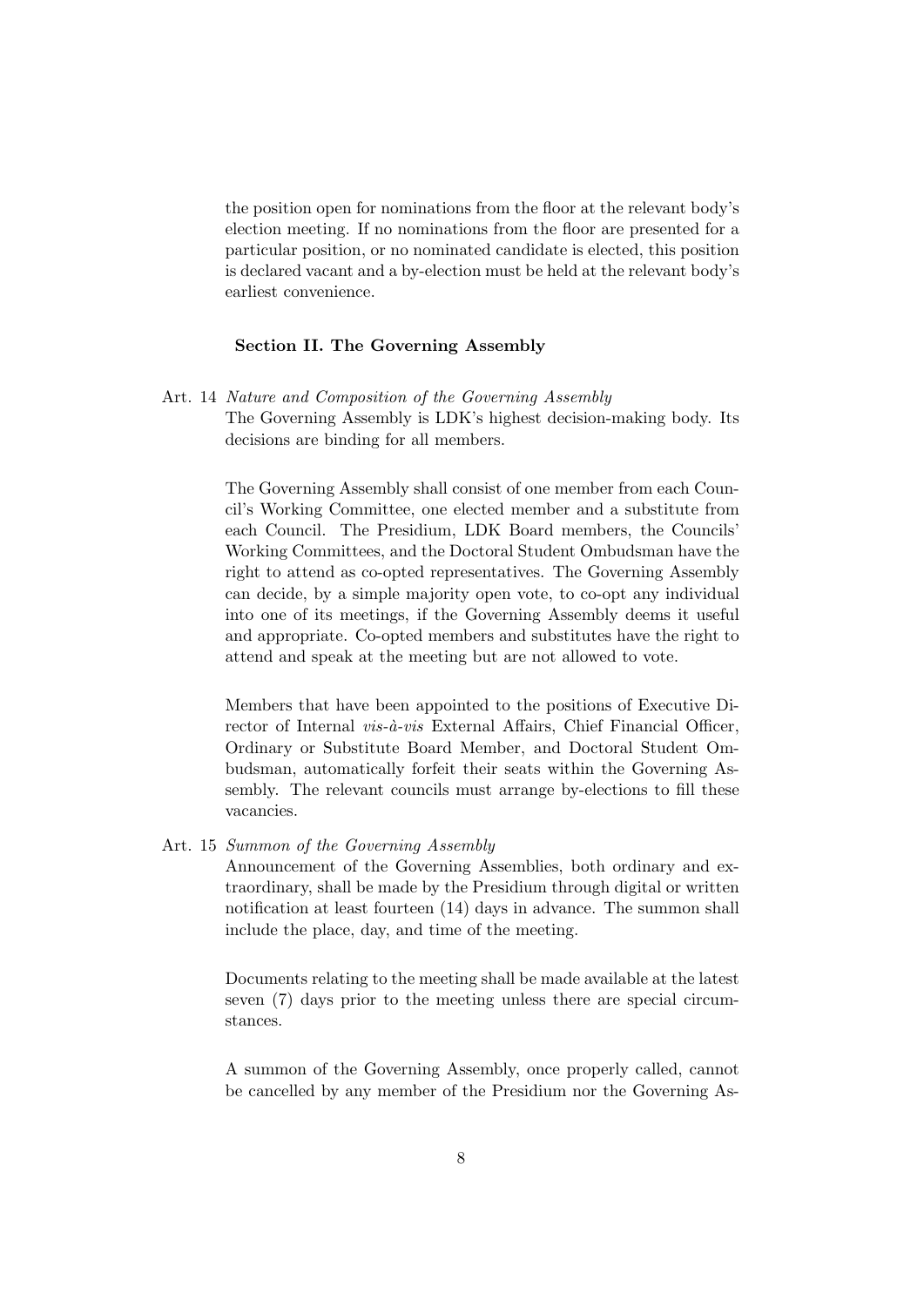the position open for nominations from the floor at the relevant body's election meeting. If no nominations from the floor are presented for a particular position, or no nominated candidate is elected, this position is declared vacant and a by-election must be held at the relevant body's earliest convenience.

### Section II. The Governing Assembly

Art. 14 *Nature and Composition of the Governing Assembly*

The Governing Assembly is LDK's highest decision-making body. Its decisions are binding for all members.

The Governing Assembly shall consist of one member from each Council's Working Committee, one elected member and a substitute from each Council. The Presidium, LDK Board members, the Councils' Working Committees, and the Doctoral Student Ombudsman have the right to attend as co-opted representatives. The Governing Assembly can decide, by a simple majority open vote, to co-opt any individual into one of its meetings, if the Governing Assembly deems it useful and appropriate. Co-opted members and substitutes have the right to attend and speak at the meeting but are not allowed to vote.

Members that have been appointed to the positions of Executive Director of Internal *vis-à-vis* External Affairs, Chief Financial Officer, Ordinary or Substitute Board Member, and Doctoral Student Ombudsman, automatically forfeit their seats within the Governing Assembly. The relevant councils must arrange by-elections to fill these vacancies.

Art. 15 *Summon of the Governing Assembly*

Announcement of the Governing Assemblies, both ordinary and extraordinary, shall be made by the Presidium through digital or written notification at least fourteen (14) days in advance. The summon shall include the place, day, and time of the meeting.

Documents relating to the meeting shall be made available at the latest seven (7) days prior to the meeting unless there are special circumstances.

A summon of the Governing Assembly, once properly called, cannot be cancelled by any member of the Presidium nor the Governing As-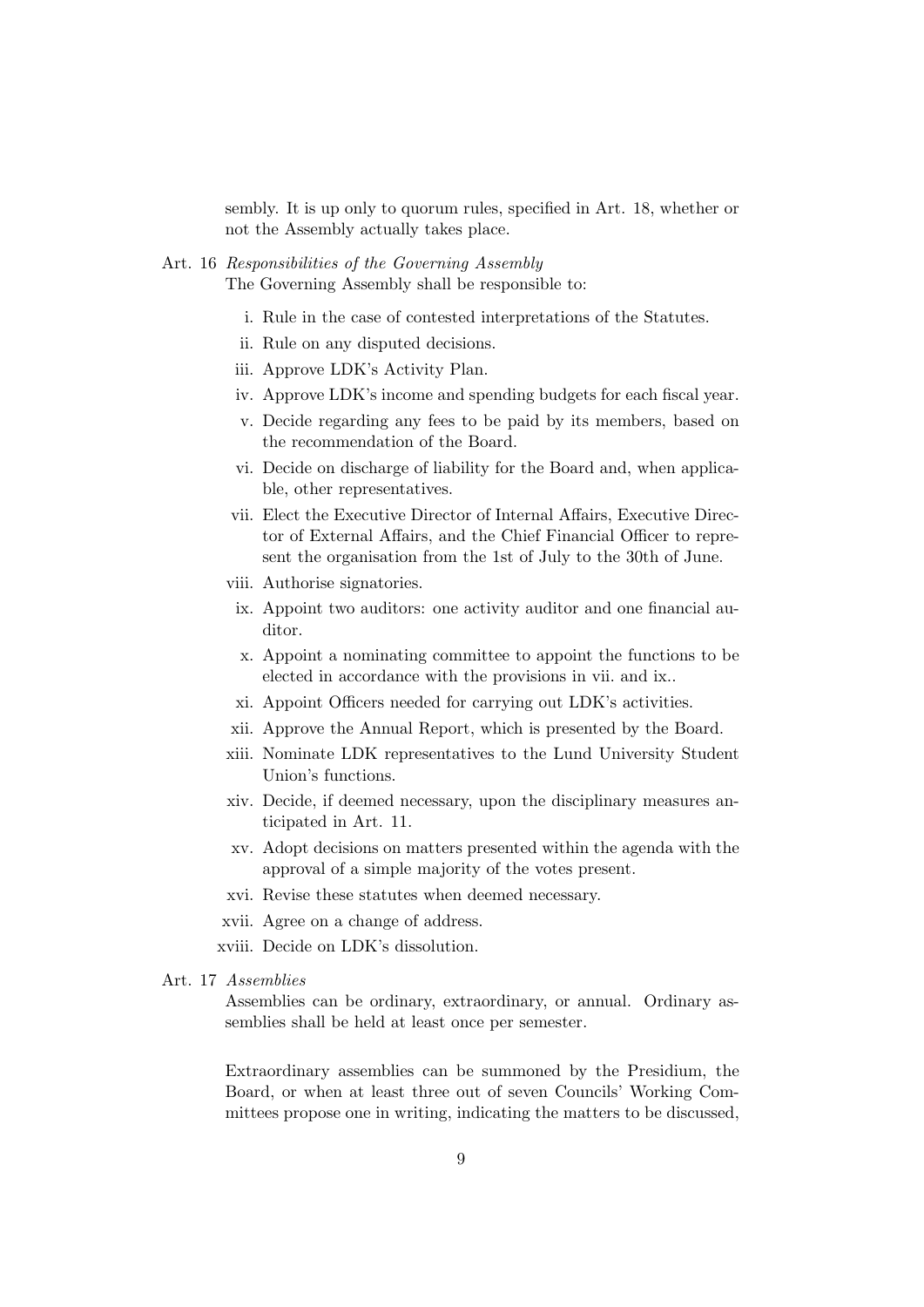sembly. It is up only to quorum rules, specified in Art. 18, whether or not the Assembly actually takes place.

Art. 16 *Responsibilities of the Governing Assembly*

The Governing Assembly shall be responsible to:

i. Rule in the case of contested interpretations of the Statutes.
ii. Rule on any disputed decisions.
iii. Approve LDK's Activity Plan.
iv. Approve LDK's income and spending budgets for each fiscal year.
v. Decide regarding any fees to be paid by its members, based on the recommendation of the Board.
vi. Decide on discharge of liability for the Board and, when applicable, other representatives.
vii. Elect the Executive Director of Internal Affairs, Executive Director of External Affairs, and the Chief Financial Officer to represent the organisation from the 1st of July to the 30th of June.
viii. Authorise signatories.
ix. Appoint two auditors: one activity auditor and one financial auditor.
x. Appoint a nominating committee to appoint the functions to be elected in accordance with the provisions in vii. and ix..
xi. Appoint Officers needed for carrying out LDK's activities.
xii. Approve the Annual Report, which is presented by the Board.
xiii. Nominate LDK representatives to the Lund University Student Union's functions.
xiv. Decide, if deemed necessary, upon the disciplinary measures anticipated in Art. 11.
xv. Adopt decisions on matters presented within the agenda with the approval of a simple majority of the votes present.
xvi. Revise these statutes when deemed necessary.
xvii. Agree on a change of address.
xviii. Decide on LDK's dissolution.

Art. 17 *Assemblies*

Assemblies can be ordinary, extraordinary, or annual. Ordinary assemblies shall be held at least once per semester.

Extraordinary assemblies can be summoned by the Presidium, the Board, or when at least three out of seven Councils' Working Committees propose one in writing, indicating the matters to be discussed,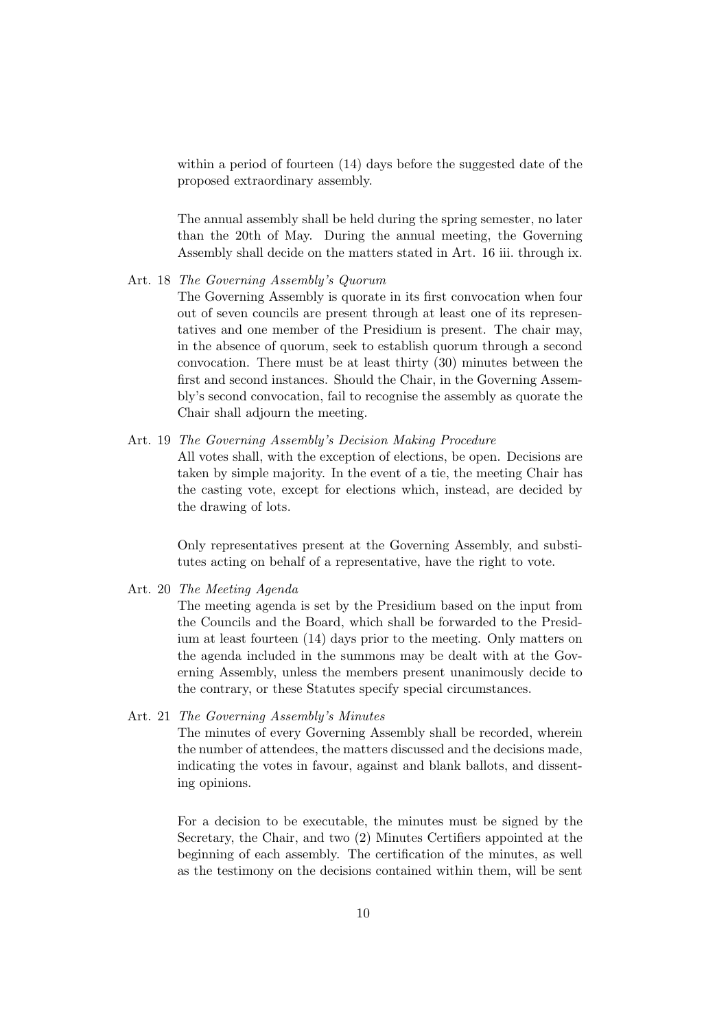within a period of fourteen (14) days before the suggested date of the proposed extraordinary assembly.

The annual assembly shall be held during the spring semester, no later than the 20th of May. During the annual meeting, the Governing Assembly shall decide on the matters stated in Art. 16 iii. through ix.

Art. 18 *The Governing Assembly's Quorum*

The Governing Assembly is quorate in its first convocation when four out of seven councils are present through at least one of its representatives and one member of the Presidium is present. The chair may, in the absence of quorum, seek to establish quorum through a second convocation. There must be at least thirty (30) minutes between the first and second instances. Should the Chair, in the Governing Assembly's second convocation, fail to recognise the assembly as quorate the Chair shall adjourn the meeting.

Art. 19 *The Governing Assembly's Decision Making Procedure*

All votes shall, with the exception of elections, be open. Decisions are taken by simple majority. In the event of a tie, the meeting Chair has the casting vote, except for elections which, instead, are decided by the drawing of lots.

Only representatives present at the Governing Assembly, and substitutes acting on behalf of a representative, have the right to vote.

Art. 20 *The Meeting Agenda*

The meeting agenda is set by the Presidium based on the input from the Councils and the Board, which shall be forwarded to the Presidium at least fourteen (14) days prior to the meeting. Only matters on the agenda included in the summons may be dealt with at the Governing Assembly, unless the members present unanimously decide to the contrary, or these Statutes specify special circumstances.

Art. 21 *The Governing Assembly's Minutes*

The minutes of every Governing Assembly shall be recorded, wherein the number of attendees, the matters discussed and the decisions made, indicating the votes in favour, against and blank ballots, and dissenting opinions.

For a decision to be executable, the minutes must be signed by the Secretary, the Chair, and two (2) Minutes Certifiers appointed at the beginning of each assembly. The certification of the minutes, as well as the testimony on the decisions contained within them, will be sent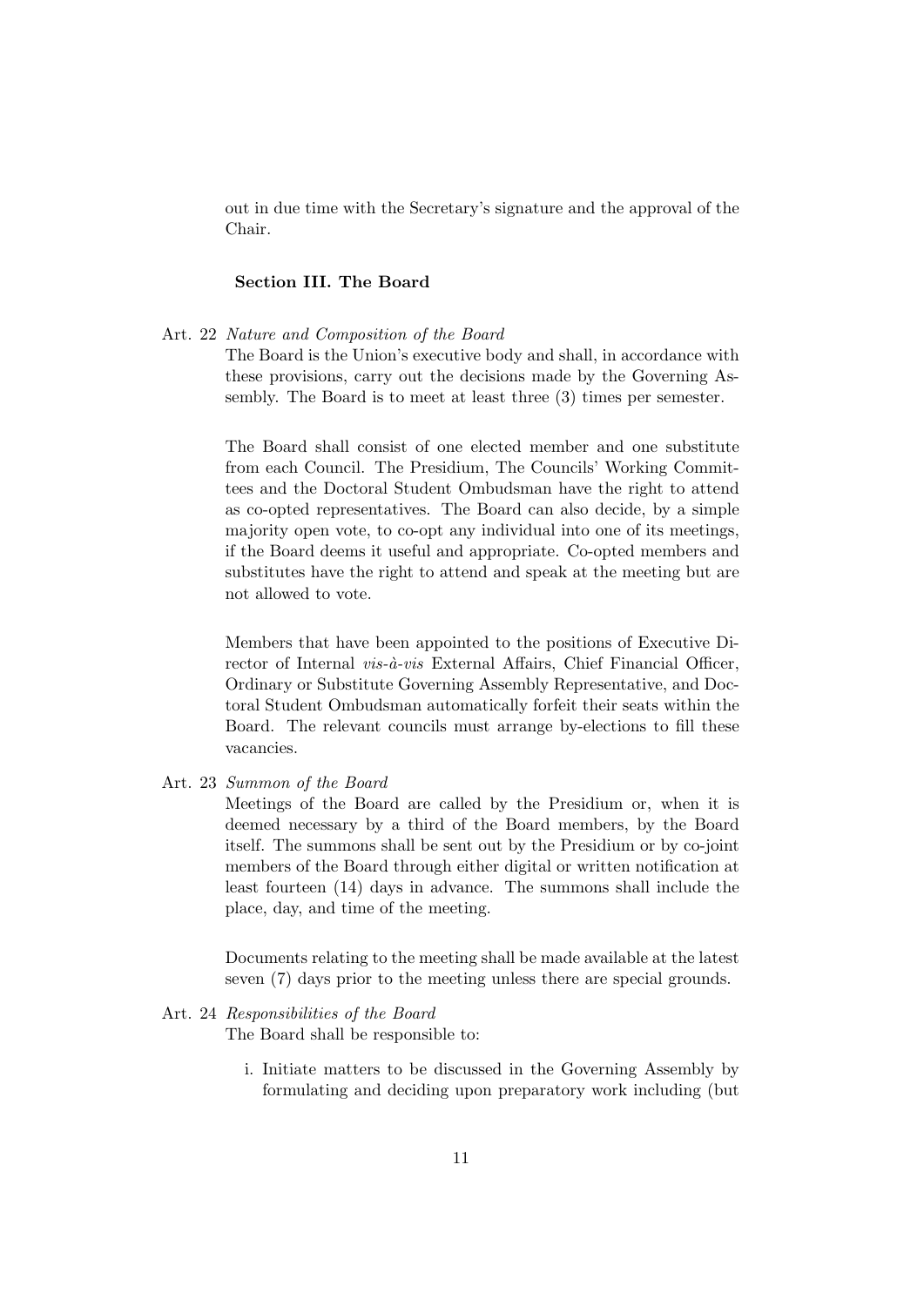out in due time with the Secretary's signature and the approval of the Chair.

### Section III. The Board

Art. 22 *Nature and Composition of the Board*

The Board is the Union's executive body and shall, in accordance with these provisions, carry out the decisions made by the Governing Assembly. The Board is to meet at least three (3) times per semester.

The Board shall consist of one elected member and one substitute from each Council. The Presidium, The Councils' Working Committees and the Doctoral Student Ombudsman have the right to attend as co-opted representatives. The Board can also decide, by a simple majority open vote, to co-opt any individual into one of its meetings, if the Board deems it useful and appropriate. Co-opted members and substitutes have the right to attend and speak at the meeting but are not allowed to vote.

Members that have been appointed to the positions of Executive Director of Internal *vis-à-vis* External Affairs, Chief Financial Officer, Ordinary or Substitute Governing Assembly Representative, and Doctoral Student Ombudsman automatically forfeit their seats within the Board. The relevant councils must arrange by-elections to fill these vacancies.

Art. 23 *Summon of the Board*

Meetings of the Board are called by the Presidium or, when it is deemed necessary by a third of the Board members, by the Board itself. The summons shall be sent out by the Presidium or by co-joint members of the Board through either digital or written notification at least fourteen (14) days in advance. The summons shall include the place, day, and time of the meeting.

Documents relating to the meeting shall be made available at the latest seven (7) days prior to the meeting unless there are special grounds.

Art. 24 *Responsibilities of the Board*

The Board shall be responsible to:

i. Initiate matters to be discussed in the Governing Assembly by formulating and deciding upon preparatory work including (but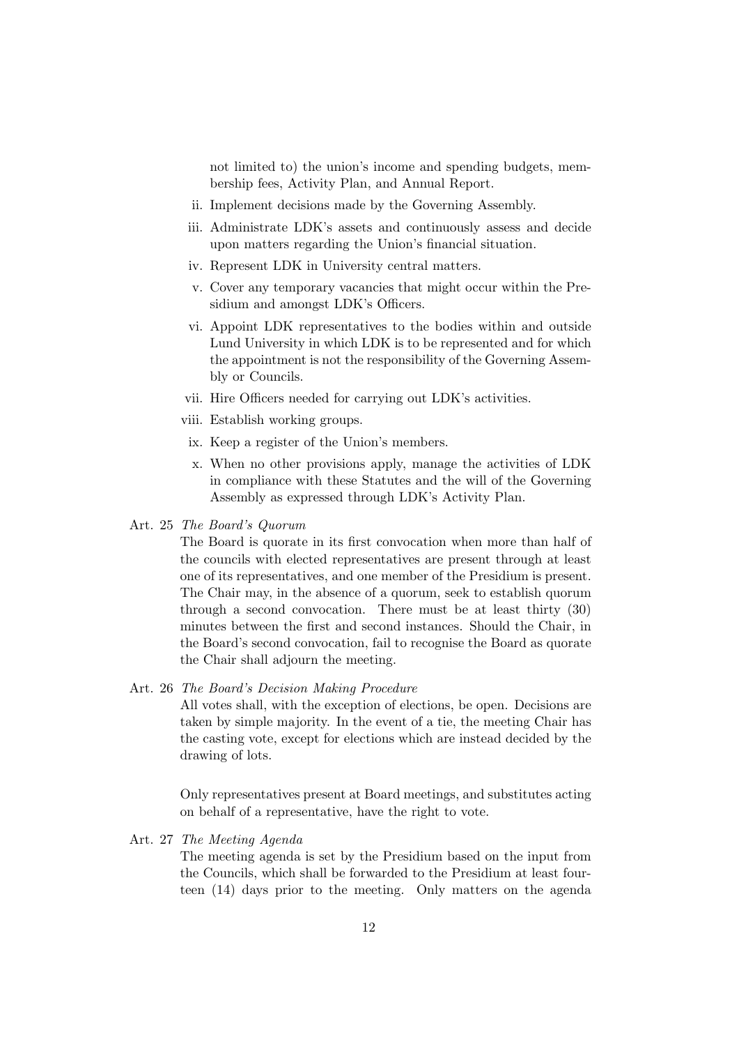not limited to) the union's income and spending budgets, membership fees, Activity Plan, and Annual Report.

ii. Implement decisions made by the Governing Assembly.

iii. Administrate LDK's assets and continuously assess and decide upon matters regarding the Union's financial situation.

iv. Represent LDK in University central matters.

v. Cover any temporary vacancies that might occur within the Presidium and amongst LDK's Officers.

vi. Appoint LDK representatives to the bodies within and outside Lund University in which LDK is to be represented and for which the appointment is not the responsibility of the Governing Assembly or Councils.

vii. Hire Officers needed for carrying out LDK's activities.

viii. Establish working groups.

ix. Keep a register of the Union's members.

x. When no other provisions apply, manage the activities of LDK in compliance with these Statutes and the will of the Governing Assembly as expressed through LDK's Activity Plan.

Art. 25 *The Board's Quorum*

The Board is quorate in its first convocation when more than half of the councils with elected representatives are present through at least one of its representatives, and one member of the Presidium is present. The Chair may, in the absence of a quorum, seek to establish quorum through a second convocation. There must be at least thirty (30) minutes between the first and second instances. Should the Chair, in the Board's second convocation, fail to recognise the Board as quorate the Chair shall adjourn the meeting.

Art. 26 *The Board's Decision Making Procedure*

All votes shall, with the exception of elections, be open. Decisions are taken by simple majority. In the event of a tie, the meeting Chair has the casting vote, except for elections which are instead decided by the drawing of lots.

Only representatives present at Board meetings, and substitutes acting on behalf of a representative, have the right to vote.

Art. 27 *The Meeting Agenda*

The meeting agenda is set by the Presidium based on the input from the Councils, which shall be forwarded to the Presidium at least fourteen (14) days prior to the meeting. Only matters on the agenda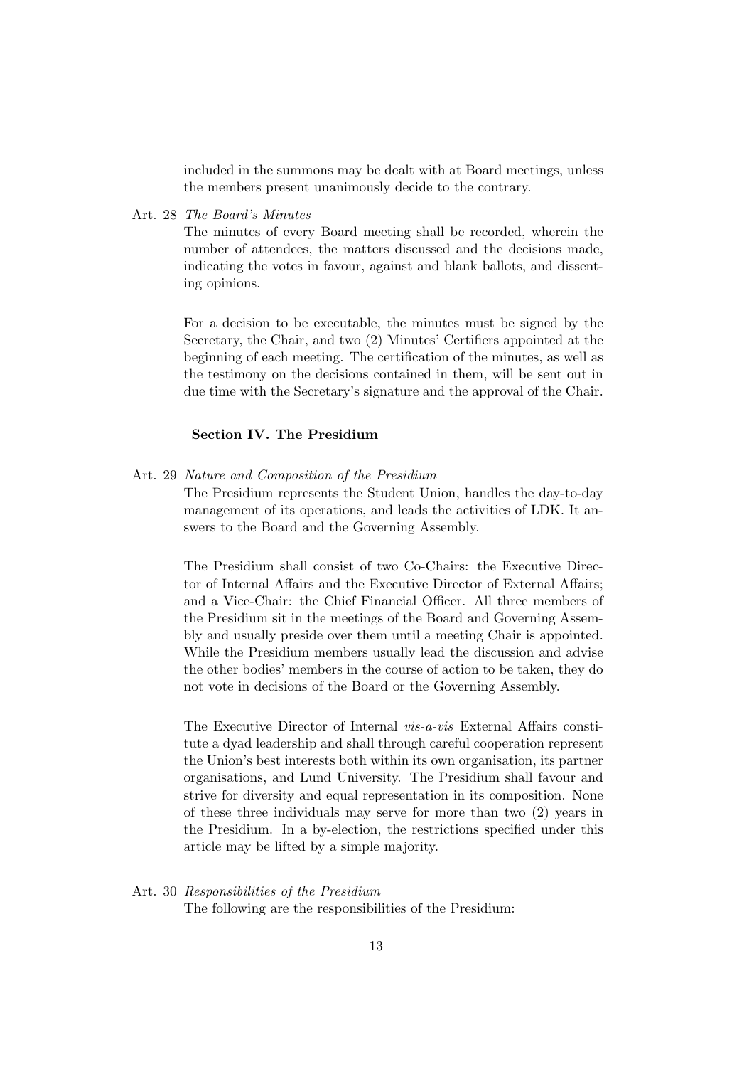included in the summons may be dealt with at Board meetings, unless the members present unanimously decide to the contrary.

Art. 28 *The Board's Minutes*

The minutes of every Board meeting shall be recorded, wherein the number of attendees, the matters discussed and the decisions made, indicating the votes in favour, against and blank ballots, and dissenting opinions.

For a decision to be executable, the minutes must be signed by the Secretary, the Chair, and two (2) Minutes' Certifiers appointed at the beginning of each meeting. The certification of the minutes, as well as the testimony on the decisions contained in them, will be sent out in due time with the Secretary's signature and the approval of the Chair.

### Section IV. The Presidium

Art. 29 *Nature and Composition of the Presidium*

The Presidium represents the Student Union, handles the day-to-day management of its operations, and leads the activities of LDK. It answers to the Board and the Governing Assembly.

The Presidium shall consist of two Co-Chairs: the Executive Director of Internal Affairs and the Executive Director of External Affairs; and a Vice-Chair: the Chief Financial Officer. All three members of the Presidium sit in the meetings of the Board and Governing Assembly and usually preside over them until a meeting Chair is appointed. While the Presidium members usually lead the discussion and advise the other bodies' members in the course of action to be taken, they do not vote in decisions of the Board or the Governing Assembly.

The Executive Director of Internal *vis-a-vis* External Affairs constitute a dyad leadership and shall through careful cooperation represent the Union's best interests both within its own organisation, its partner organisations, and Lund University. The Presidium shall favour and strive for diversity and equal representation in its composition. None of these three individuals may serve for more than two (2) years in the Presidium. In a by-election, the restrictions specified under this article may be lifted by a simple majority.

Art. 30 *Responsibilities of the Presidium*

The following are the responsibilities of the Presidium: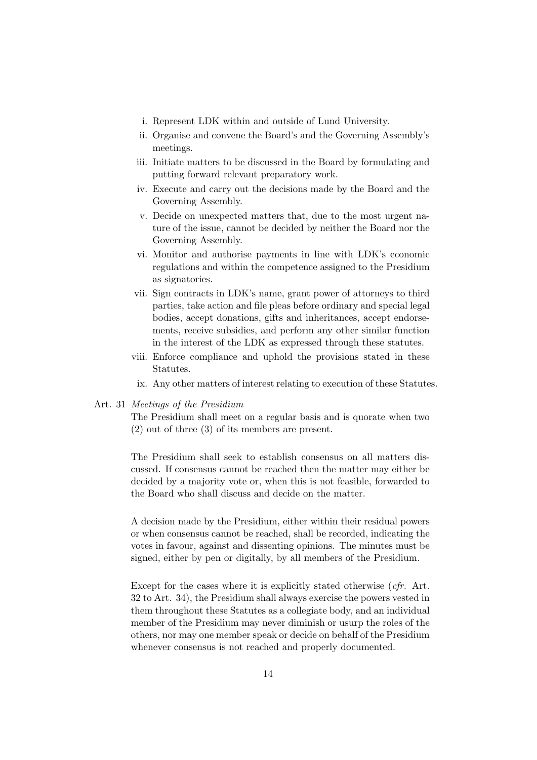i. Represent LDK within and outside of Lund University.
ii. Organise and convene the Board's and the Governing Assembly's meetings.
iii. Initiate matters to be discussed in the Board by formulating and putting forward relevant preparatory work.
iv. Execute and carry out the decisions made by the Board and the Governing Assembly.
v. Decide on unexpected matters that, due to the most urgent nature of the issue, cannot be decided by neither the Board nor the Governing Assembly.
vi. Monitor and authorise payments in line with LDK's economic regulations and within the competence assigned to the Presidium as signatories.
vii. Sign contracts in LDK's name, grant power of attorneys to third parties, take action and file pleas before ordinary and special legal bodies, accept donations, gifts and inheritances, accept endorsements, receive subsidies, and perform any other similar function in the interest of the LDK as expressed through these statutes.
viii. Enforce compliance and uphold the provisions stated in these Statutes.
ix. Any other matters of interest relating to execution of these Statutes.

Art. 31 *Meetings of the Presidium*

The Presidium shall meet on a regular basis and is quorate when two (2) out of three (3) of its members are present.

The Presidium shall seek to establish consensus on all matters discussed. If consensus cannot be reached then the matter may either be decided by a majority vote or, when this is not feasible, forwarded to the Board who shall discuss and decide on the matter.

A decision made by the Presidium, either within their residual powers or when consensus cannot be reached, shall be recorded, indicating the votes in favour, against and dissenting opinions. The minutes must be signed, either by pen or digitally, by all members of the Presidium.

Except for the cases where it is explicitly stated otherwise (*cfr.* Art. 32 to Art. 34), the Presidium shall always exercise the powers vested in them throughout these Statutes as a collegiate body, and an individual member of the Presidium may never diminish or usurp the roles of the others, nor may one member speak or decide on behalf of the Presidium whenever consensus is not reached and properly documented.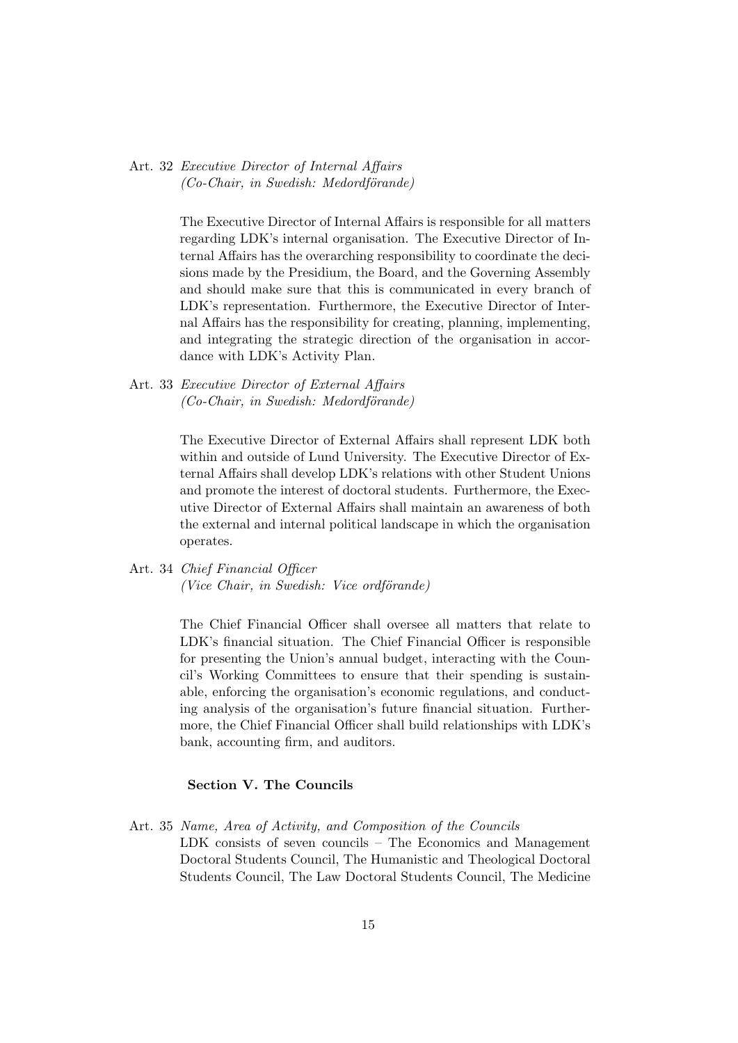Art. 32 *Executive Director of Internal Affairs*
*(Co-Chair, in Swedish: Medordförande)*

The Executive Director of Internal Affairs is responsible for all matters regarding LDK's internal organisation. The Executive Director of Internal Affairs has the overarching responsibility to coordinate the decisions made by the Presidium, the Board, and the Governing Assembly and should make sure that this is communicated in every branch of LDK's representation. Furthermore, the Executive Director of Internal Affairs has the responsibility for creating, planning, implementing, and integrating the strategic direction of the organisation in accordance with LDK's Activity Plan.

Art. 33 *Executive Director of External Affairs*
*(Co-Chair, in Swedish: Medordförande)*

The Executive Director of External Affairs shall represent LDK both within and outside of Lund University. The Executive Director of External Affairs shall develop LDK's relations with other Student Unions and promote the interest of doctoral students. Furthermore, the Executive Director of External Affairs shall maintain an awareness of both the external and internal political landscape in which the organisation operates.

Art. 34 *Chief Financial Officer*
*(Vice Chair, in Swedish: Vice ordförande)*

The Chief Financial Officer shall oversee all matters that relate to LDK's financial situation. The Chief Financial Officer is responsible for presenting the Union's annual budget, interacting with the Council's Working Committees to ensure that their spending is sustainable, enforcing the organisation's economic regulations, and conducting analysis of the organisation's future financial situation. Furthermore, the Chief Financial Officer shall build relationships with LDK's bank, accounting firm, and auditors.

### Section V. The Councils

Art. 35 *Name, Area of Activity, and Composition of the Councils*
LDK consists of seven councils – The Economics and Management Doctoral Students Council, The Humanistic and Theological Doctoral Students Council, The Law Doctoral Students Council, The Medicine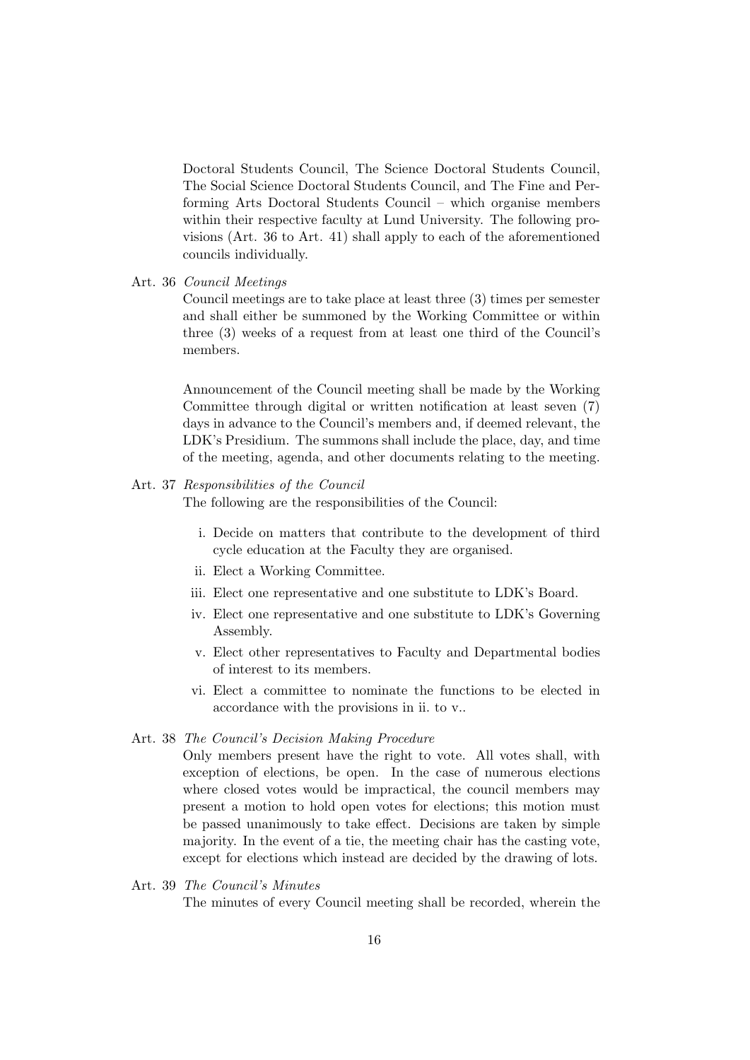Doctoral Students Council, The Science Doctoral Students Council, The Social Science Doctoral Students Council, and The Fine and Performing Arts Doctoral Students Council – which organise members within their respective faculty at Lund University. The following provisions (Art. 36 to Art. 41) shall apply to each of the aforementioned councils individually.

Art. 36 *Council Meetings*

Council meetings are to take place at least three (3) times per semester and shall either be summoned by the Working Committee or within three (3) weeks of a request from at least one third of the Council's members.

Announcement of the Council meeting shall be made by the Working Committee through digital or written notification at least seven (7) days in advance to the Council's members and, if deemed relevant, the LDK's Presidium. The summons shall include the place, day, and time of the meeting, agenda, and other documents relating to the meeting.

Art. 37 *Responsibilities of the Council*

The following are the responsibilities of the Council:

i. Decide on matters that contribute to the development of third cycle education at the Faculty they are organised.
ii. Elect a Working Committee.
iii. Elect one representative and one substitute to LDK's Board.
iv. Elect one representative and one substitute to LDK's Governing Assembly.
v. Elect other representatives to Faculty and Departmental bodies of interest to its members.
vi. Elect a committee to nominate the functions to be elected in accordance with the provisions in ii. to v..

Art. 38 *The Council's Decision Making Procedure*

Only members present have the right to vote. All votes shall, with exception of elections, be open. In the case of numerous elections where closed votes would be impractical, the council members may present a motion to hold open votes for elections; this motion must be passed unanimously to take effect. Decisions are taken by simple majority. In the event of a tie, the meeting chair has the casting vote, except for elections which instead are decided by the drawing of lots.

Art. 39 *The Council's Minutes*

The minutes of every Council meeting shall be recorded, wherein the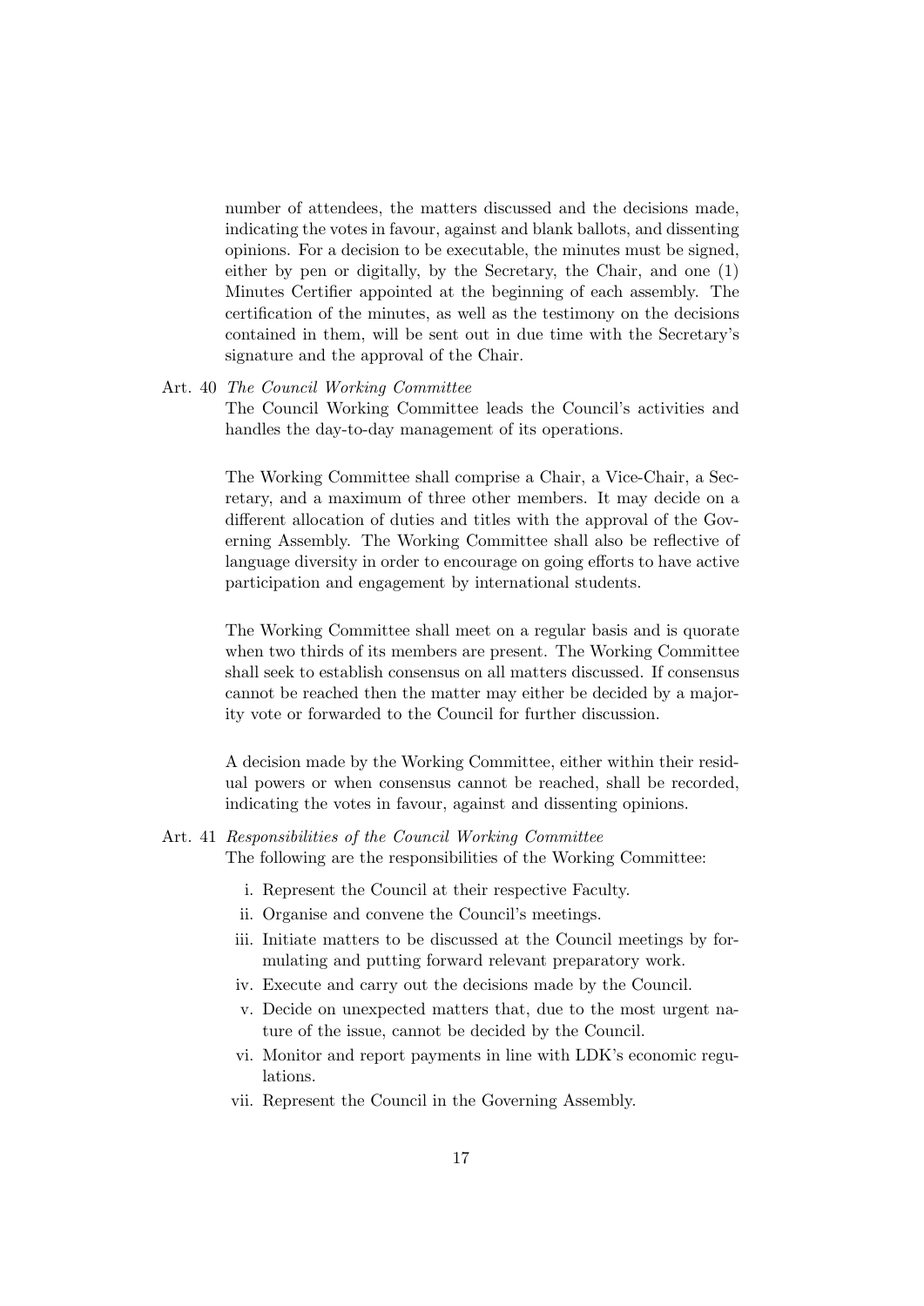number of attendees, the matters discussed and the decisions made, indicating the votes in favour, against and blank ballots, and dissenting opinions. For a decision to be executable, the minutes must be signed, either by pen or digitally, by the Secretary, the Chair, and one (1) Minutes Certifier appointed at the beginning of each assembly. The certification of the minutes, as well as the testimony on the decisions contained in them, will be sent out in due time with the Secretary's signature and the approval of the Chair.

Art. 40 *The Council Working Committee*

The Council Working Committee leads the Council's activities and handles the day-to-day management of its operations.

The Working Committee shall comprise a Chair, a Vice-Chair, a Secretary, and a maximum of three other members. It may decide on a different allocation of duties and titles with the approval of the Governing Assembly. The Working Committee shall also be reflective of language diversity in order to encourage on going efforts to have active participation and engagement by international students.

The Working Committee shall meet on a regular basis and is quorate when two thirds of its members are present. The Working Committee shall seek to establish consensus on all matters discussed. If consensus cannot be reached then the matter may either be decided by a majority vote or forwarded to the Council for further discussion.

A decision made by the Working Committee, either within their residual powers or when consensus cannot be reached, shall be recorded, indicating the votes in favour, against and dissenting opinions.

Art. 41 *Responsibilities of the Council Working Committee*

The following are the responsibilities of the Working Committee:

i. Represent the Council at their respective Faculty.
ii. Organise and convene the Council's meetings.
iii. Initiate matters to be discussed at the Council meetings by formulating and putting forward relevant preparatory work.
iv. Execute and carry out the decisions made by the Council.
v. Decide on unexpected matters that, due to the most urgent nature of the issue, cannot be decided by the Council.
vi. Monitor and report payments in line with LDK's economic regulations.
vii. Represent the Council in the Governing Assembly.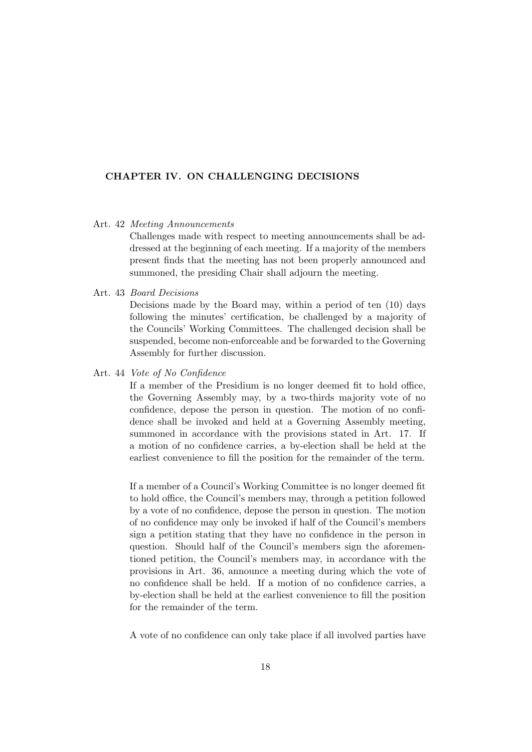## CHAPTER IV. ON CHALLENGING DECISIONS

Art. 42 *Meeting Announcements*

Challenges made with respect to meeting announcements shall be addressed at the beginning of each meeting. If a majority of the members present finds that the meeting has not been properly announced and summoned, the presiding Chair shall adjourn the meeting.

Art. 43 *Board Decisions*

Decisions made by the Board may, within a period of ten (10) days following the minutes' certification, be challenged by a majority of the Councils' Working Committees. The challenged decision shall be suspended, become non-enforceable and be forwarded to the Governing Assembly for further discussion.

Art. 44 *Vote of No Confidence*

If a member of the Presidium is no longer deemed fit to hold office, the Governing Assembly may, by a two-thirds majority vote of no confidence, depose the person in question. The motion of no confidence shall be invoked and held at a Governing Assembly meeting, summoned in accordance with the provisions stated in Art. 17. If a motion of no confidence carries, a by-election shall be held at the earliest convenience to fill the position for the remainder of the term.

If a member of a Council's Working Committee is no longer deemed fit to hold office, the Council's members may, through a petition followed by a vote of no confidence, depose the person in question. The motion of no confidence may only be invoked if half of the Council's members sign a petition stating that they have no confidence in the person in question. Should half of the Council's members sign the aforementioned petition, the Council's members may, in accordance with the provisions in Art. 36, announce a meeting during which the vote of no confidence shall be held. If a motion of no confidence carries, a by-election shall be held at the earliest convenience to fill the position for the remainder of the term.

A vote of no confidence can only take place if all involved parties have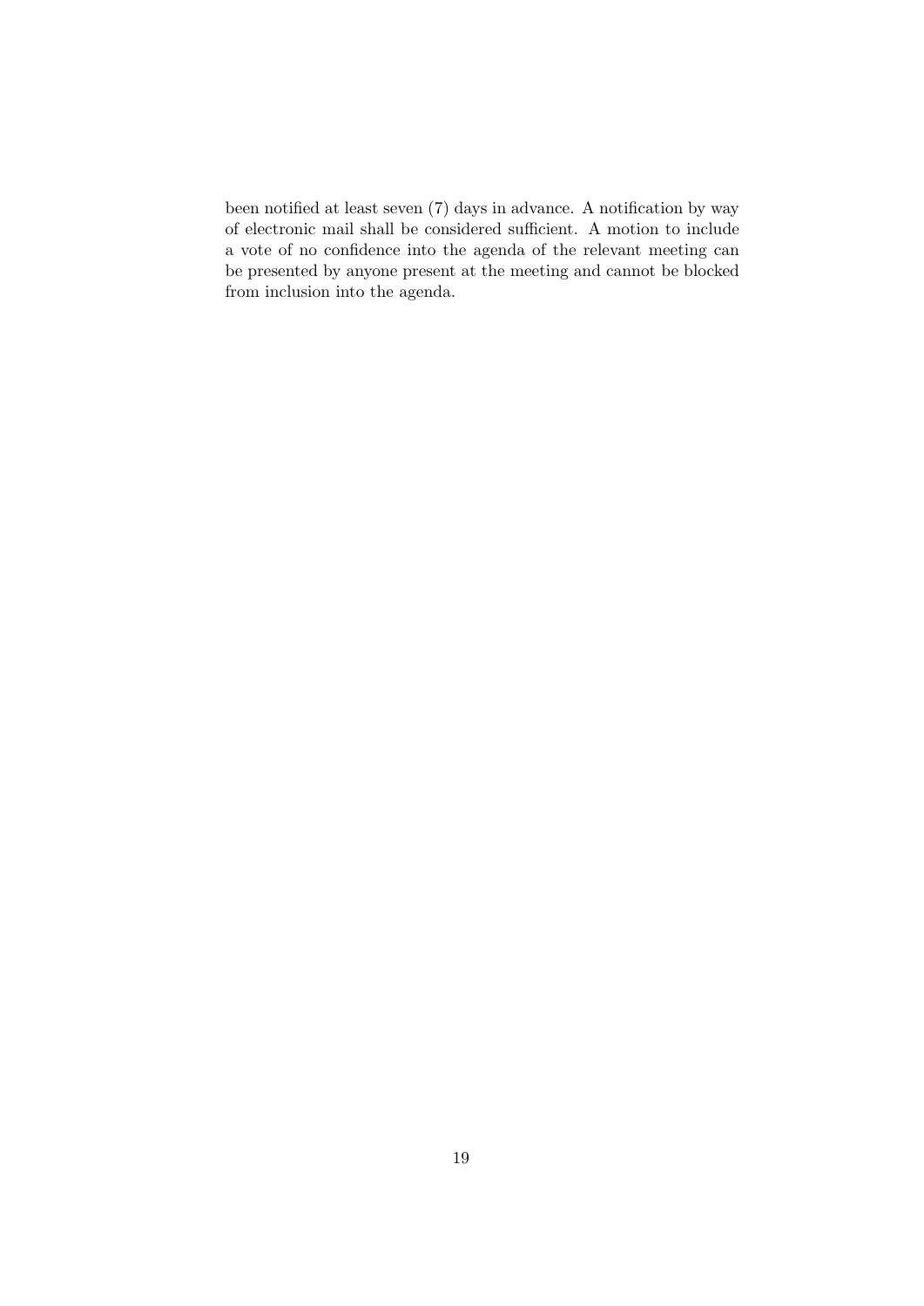been notified at least seven (7) days in advance. A notification by way of electronic mail shall be considered sufficient. A motion to include a vote of no confidence into the agenda of the relevant meeting can be presented by anyone present at the meeting and cannot be blocked from inclusion into the agenda.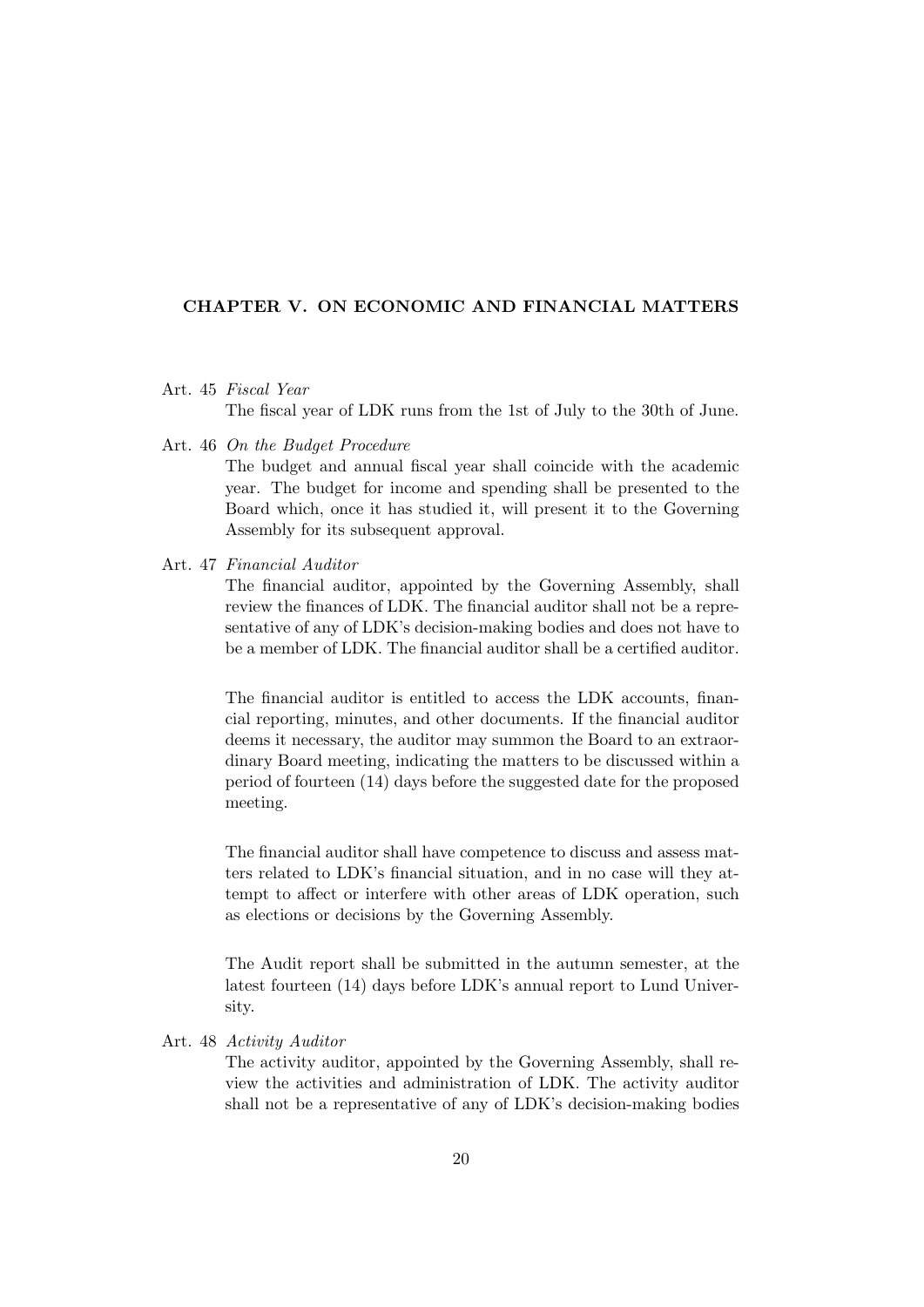## CHAPTER V. ON ECONOMIC AND FINANCIAL MATTERS

Art. 45 *Fiscal Year*

The fiscal year of LDK runs from the 1st of July to the 30th of June.

Art. 46 *On the Budget Procedure*

The budget and annual fiscal year shall coincide with the academic year. The budget for income and spending shall be presented to the Board which, once it has studied it, will present it to the Governing Assembly for its subsequent approval.

Art. 47 *Financial Auditor*

The financial auditor, appointed by the Governing Assembly, shall review the finances of LDK. The financial auditor shall not be a representative of any of LDK's decision-making bodies and does not have to be a member of LDK. The financial auditor shall be a certified auditor.

The financial auditor is entitled to access the LDK accounts, financial reporting, minutes, and other documents. If the financial auditor deems it necessary, the auditor may summon the Board to an extraordinary Board meeting, indicating the matters to be discussed within a period of fourteen (14) days before the suggested date for the proposed meeting.

The financial auditor shall have competence to discuss and assess matters related to LDK's financial situation, and in no case will they attempt to affect or interfere with other areas of LDK operation, such as elections or decisions by the Governing Assembly.

The Audit report shall be submitted in the autumn semester, at the latest fourteen (14) days before LDK's annual report to Lund University.

Art. 48 *Activity Auditor*

The activity auditor, appointed by the Governing Assembly, shall review the activities and administration of LDK. The activity auditor shall not be a representative of any of LDK's decision-making bodies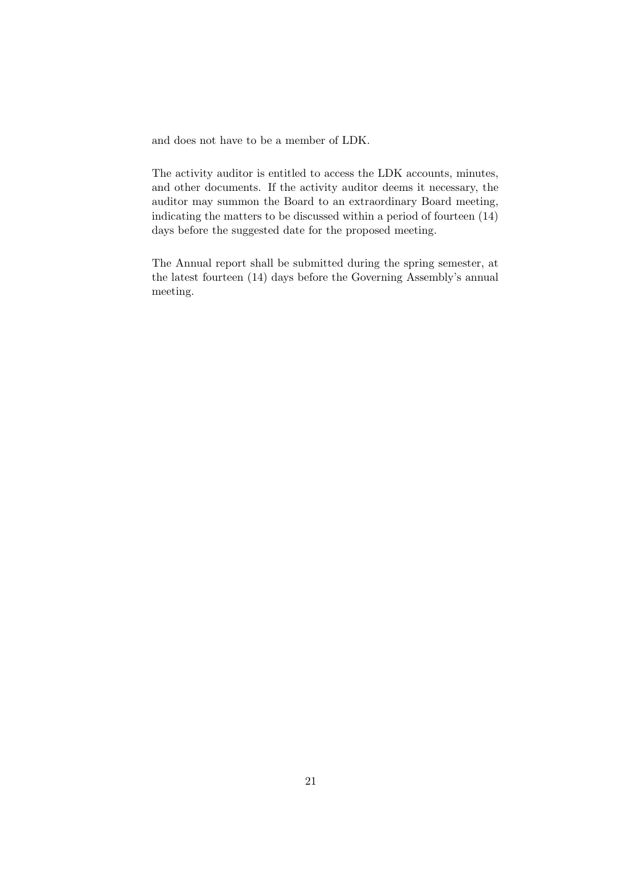and does not have to be a member of LDK.

The activity auditor is entitled to access the LDK accounts, minutes, and other documents. If the activity auditor deems it necessary, the auditor may summon the Board to an extraordinary Board meeting, indicating the matters to be discussed within a period of fourteen (14) days before the suggested date for the proposed meeting.

The Annual report shall be submitted during the spring semester, at the latest fourteen (14) days before the Governing Assembly's annual meeting.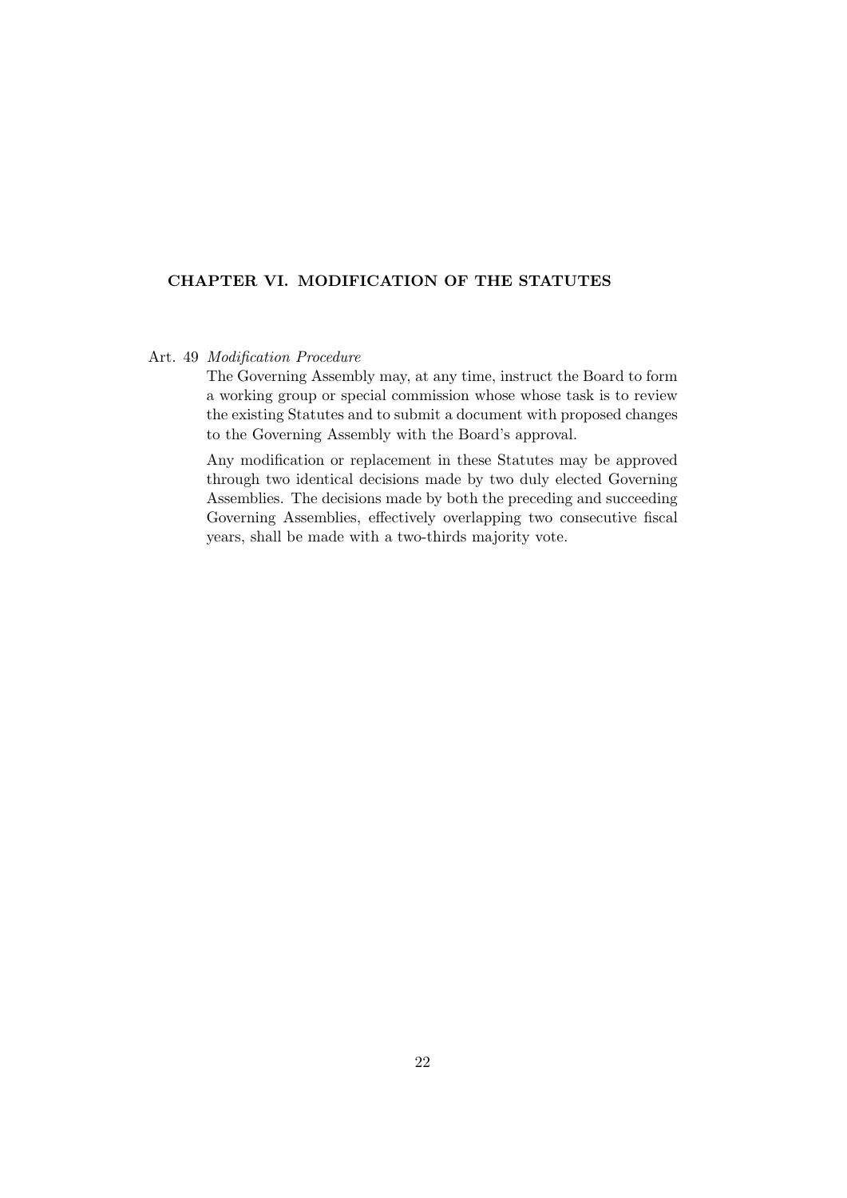## CHAPTER VI. MODIFICATION OF THE STATUTES

Art. 49 *Modification Procedure*

The Governing Assembly may, at any time, instruct the Board to form a working group or special commission whose whose task is to review the existing Statutes and to submit a document with proposed changes to the Governing Assembly with the Board's approval.

Any modification or replacement in these Statutes may be approved through two identical decisions made by two duly elected Governing Assemblies. The decisions made by both the preceding and succeeding Governing Assemblies, effectively overlapping two consecutive fiscal years, shall be made with a two-thirds majority vote.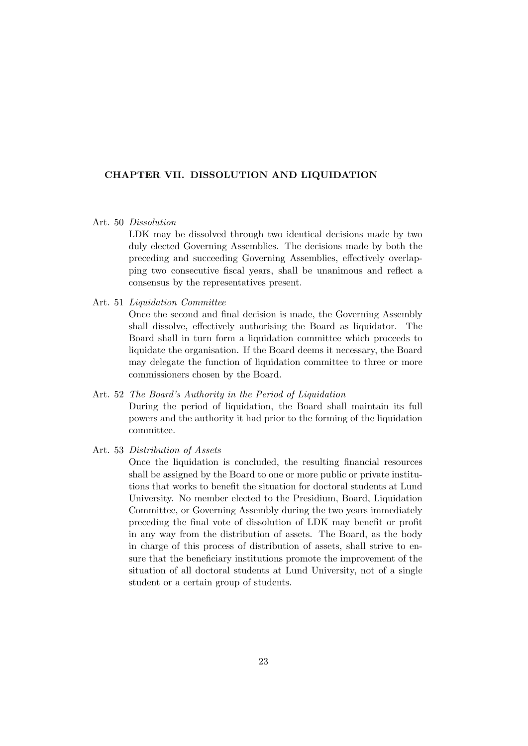## CHAPTER VII. DISSOLUTION AND LIQUIDATION

Art. 50 *Dissolution*

LDK may be dissolved through two identical decisions made by two duly elected Governing Assemblies. The decisions made by both the preceding and succeeding Governing Assemblies, effectively overlapping two consecutive fiscal years, shall be unanimous and reflect a consensus by the representatives present.

Art. 51 *Liquidation Committee*

Once the second and final decision is made, the Governing Assembly shall dissolve, effectively authorising the Board as liquidator. The Board shall in turn form a liquidation committee which proceeds to liquidate the organisation. If the Board deems it necessary, the Board may delegate the function of liquidation committee to three or more commissioners chosen by the Board.

Art. 52 *The Board's Authority in the Period of Liquidation*

During the period of liquidation, the Board shall maintain its full powers and the authority it had prior to the forming of the liquidation committee.

Art. 53 *Distribution of Assets*

Once the liquidation is concluded, the resulting financial resources shall be assigned by the Board to one or more public or private institutions that works to benefit the situation for doctoral students at Lund University. No member elected to the Presidium, Board, Liquidation Committee, or Governing Assembly during the two years immediately preceding the final vote of dissolution of LDK may benefit or profit in any way from the distribution of assets. The Board, as the body in charge of this process of distribution of assets, shall strive to ensure that the beneficiary institutions promote the improvement of the situation of all doctoral students at Lund University, not of a single student or a certain group of students.